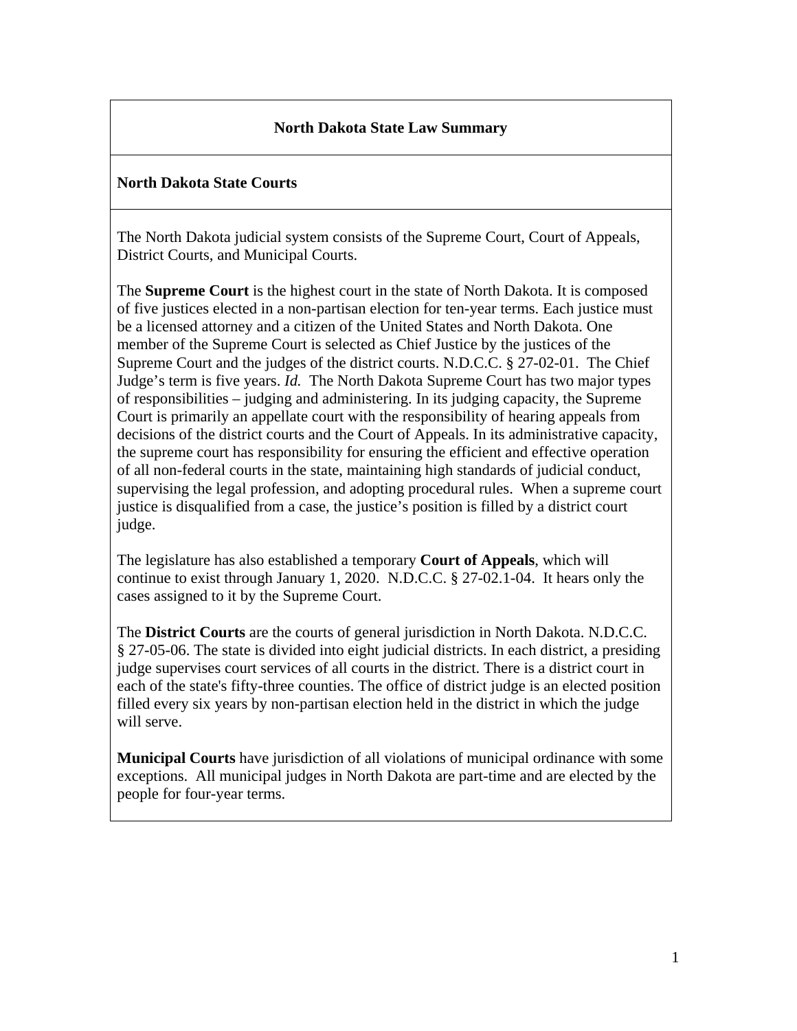# North Dakota State Law Summary

## North Dakota State Courts

The North Dakota judicial system consists of the Supreme Court, Court of Appeals, District Courts, and Municipal Courts.

The **Supreme Court** is the highest court in the state of North Dakota. It is composed of five justices elected in a non-partisan election for ten-year terms. Each justice must be a licensed attorney and a citizen of the United States and North Dakota. One member of the Supreme Court is selected as Chief Justice by the justices of the Supreme Court and the judges of the district courts. N.D.C.C. § 27-02-01. The Chief Judge's term is five years. *Id.* The North Dakota Supreme Court has two major types of responsibilities – judging and administering. In its judging capacity, the Supreme Court is primarily an appellate court with the responsibility of hearing appeals from decisions of the district courts and the Court of Appeals. In its administrative capacity, the supreme court has responsibility for ensuring the efficient and effective operation of all non-federal courts in the state, maintaining high standards of judicial conduct, supervising the legal profession, and adopting procedural rules. When a supreme court justice is disqualified from a case, the justice's position is filled by a district court judge.

The legislature has also established a temporary **Court of Appeals**, which will continue to exist through January 1, 2020. N.D.C.C. § 27-02.1-04. It hears only the cases assigned to it by the Supreme Court.

The **District Courts** are the courts of general jurisdiction in North Dakota. N.D.C.C. § 27-05-06. The state is divided into eight judicial districts. In each district, a presiding judge supervises court services of all courts in the district. There is a district court in each of the state's fifty-three counties. The office of district judge is an elected position filled every six years by non-partisan election held in the district in which the judge will serve.

**Municipal Courts** have jurisdiction of all violations of municipal ordinance with some exceptions. All municipal judges in North Dakota are part-time and are elected by the people for four-year terms.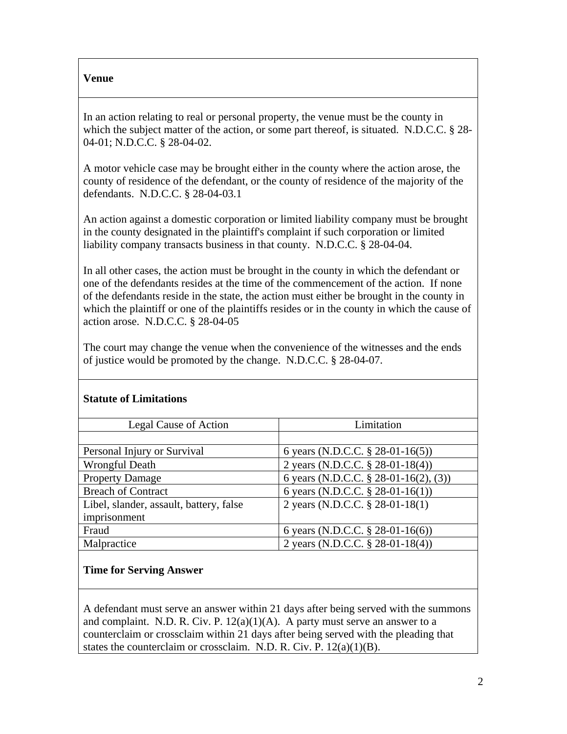## Venue

In an action relating to real or personal property, the venue must be the county in which the subject matter of the action, or some part thereof, is situated. N.D.C.C. § 28-04-01; N.D.C.C. § 28-04-02.

A motor vehicle case may be brought either in the county where the action arose, the county of residence of the defendant, or the county of residence of the majority of the defendants. N.D.C.C. § 28-04-03.1

An action against a domestic corporation or limited liability company must be brought in the county designated in the plaintiff's complaint if such corporation or limited liability company transacts business in that county. N.D.C.C. § 28-04-04.

In all other cases, the action must be brought in the county in which the defendant or one of the defendants resides at the time of the commencement of the action. If none of the defendants reside in the state, the action must either be brought in the county in which the plaintiff or one of the plaintiffs resides or in the county in which the cause of action arose. N.D.C.C. § 28-04-05

The court may change the venue when the convenience of the witnesses and the ends of justice would be promoted by the change. N.D.C.C. § 28-04-07.

## Statute of Limitations

| Legal Cause of Action | Limitation |
|---|---|
| | |
| Personal Injury or Survival | 6 years (N.D.C.C. § 28-01-16(5)) |
| Wrongful Death | 2 years (N.D.C.C. § 28-01-18(4)) |
| Property Damage | 6 years (N.D.C.C. § 28-01-16(2), (3)) |
| Breach of Contract | 6 years (N.D.C.C. § 28-01-16(1)) |
| Libel, slander, assault, battery, false imprisonment | 2 years (N.D.C.C. § 28-01-18(1) |
| Fraud | 6 years (N.D.C.C. § 28-01-16(6)) |
| Malpractice | 2 years (N.D.C.C. § 28-01-18(4)) |

## Time for Serving Answer

A defendant must serve an answer within 21 days after being served with the summons and complaint. N.D. R. Civ. P. 12(a)(1)(A). A party must serve an answer to a counterclaim or crossclaim within 21 days after being served with the pleading that states the counterclaim or crossclaim. N.D. R. Civ. P. 12(a)(1)(B).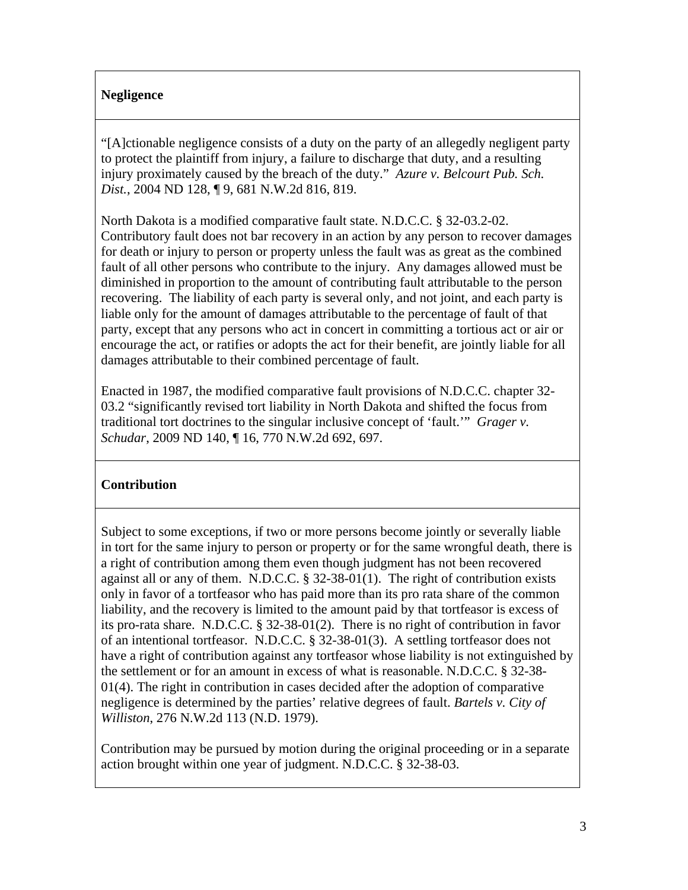**Negligence**

"[A]ctionable negligence consists of a duty on the party of an allegedly negligent party to protect the plaintiff from injury, a failure to discharge that duty, and a resulting injury proximately caused by the breach of the duty." *Azure v. Belcourt Pub. Sch. Dist.*, 2004 ND 128, ¶ 9, 681 N.W.2d 816, 819.

North Dakota is a modified comparative fault state. N.D.C.C. § 32-03.2-02. Contributory fault does not bar recovery in an action by any person to recover damages for death or injury to person or property unless the fault was as great as the combined fault of all other persons who contribute to the injury. Any damages allowed must be diminished in proportion to the amount of contributing fault attributable to the person recovering. The liability of each party is several only, and not joint, and each party is liable only for the amount of damages attributable to the percentage of fault of that party, except that any persons who act in concert in committing a tortious act or air or encourage the act, or ratifies or adopts the act for their benefit, are jointly liable for all damages attributable to their combined percentage of fault.

Enacted in 1987, the modified comparative fault provisions of N.D.C.C. chapter 32-03.2 "significantly revised tort liability in North Dakota and shifted the focus from traditional tort doctrines to the singular inclusive concept of 'fault.'" *Grager v. Schudar*, 2009 ND 140, ¶ 16, 770 N.W.2d 692, 697.

**Contribution**

Subject to some exceptions, if two or more persons become jointly or severally liable in tort for the same injury to person or property or for the same wrongful death, there is a right of contribution among them even though judgment has not been recovered against all or any of them. N.D.C.C. § 32-38-01(1). The right of contribution exists only in favor of a tortfeasor who has paid more than its pro rata share of the common liability, and the recovery is limited to the amount paid by that tortfeasor is excess of its pro-rata share. N.D.C.C. § 32-38-01(2). There is no right of contribution in favor of an intentional tortfeasor. N.D.C.C. § 32-38-01(3). A settling tortfeasor does not have a right of contribution against any tortfeasor whose liability is not extinguished by the settlement or for an amount in excess of what is reasonable. N.D.C.C. § 32-38-01(4). The right in contribution in cases decided after the adoption of comparative negligence is determined by the parties' relative degrees of fault. *Bartels v. City of Williston*, 276 N.W.2d 113 (N.D. 1979).

Contribution may be pursued by motion during the original proceeding or in a separate action brought within one year of judgment. N.D.C.C. § 32-38-03.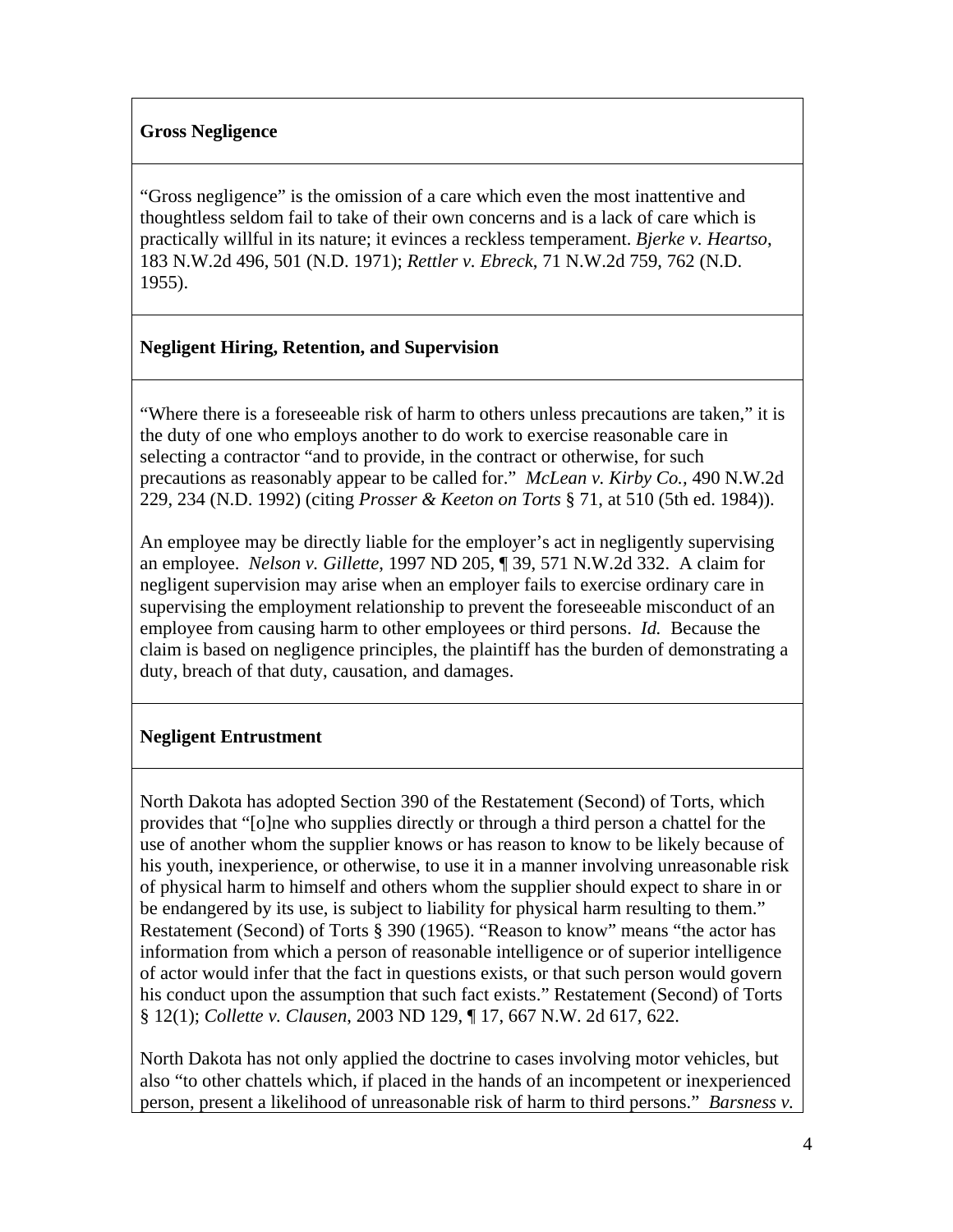**Gross Negligence**

"Gross negligence" is the omission of a care which even the most inattentive and thoughtless seldom fail to take of their own concerns and is a lack of care which is practically willful in its nature; it evinces a reckless temperament. *Bjerke v. Heartso*, 183 N.W.2d 496, 501 (N.D. 1971); *Rettler v. Ebreck*, 71 N.W.2d 759, 762 (N.D. 1955).

**Negligent Hiring, Retention, and Supervision**

"Where there is a foreseeable risk of harm to others unless precautions are taken," it is the duty of one who employs another to do work to exercise reasonable care in selecting a contractor "and to provide, in the contract or otherwise, for such precautions as reasonably appear to be called for." *McLean v. Kirby Co.*, 490 N.W.2d 229, 234 (N.D. 1992) (citing *Prosser & Keeton on Torts* § 71, at 510 (5th ed. 1984)).

An employee may be directly liable for the employer's act in negligently supervising an employee. *Nelson v. Gillette*, 1997 ND 205, ¶ 39, 571 N.W.2d 332. A claim for negligent supervision may arise when an employer fails to exercise ordinary care in supervising the employment relationship to prevent the foreseeable misconduct of an employee from causing harm to other employees or third persons. *Id.* Because the claim is based on negligence principles, the plaintiff has the burden of demonstrating a duty, breach of that duty, causation, and damages.

**Negligent Entrustment**

North Dakota has adopted Section 390 of the Restatement (Second) of Torts, which provides that "[o]ne who supplies directly or through a third person a chattel for the use of another whom the supplier knows or has reason to know to be likely because of his youth, inexperience, or otherwise, to use it in a manner involving unreasonable risk of physical harm to himself and others whom the supplier should expect to share in or be endangered by its use, is subject to liability for physical harm resulting to them." Restatement (Second) of Torts § 390 (1965). "Reason to know" means "the actor has information from which a person of reasonable intelligence or of superior intelligence of actor would infer that the fact in questions exists, or that such person would govern his conduct upon the assumption that such fact exists." Restatement (Second) of Torts § 12(1); *Collette v. Clausen*, 2003 ND 129, ¶ 17, 667 N.W. 2d 617, 622.

North Dakota has not only applied the doctrine to cases involving motor vehicles, but also "to other chattels which, if placed in the hands of an incompetent or inexperienced person, present a likelihood of unreasonable risk of harm to third persons." *Barsness v.*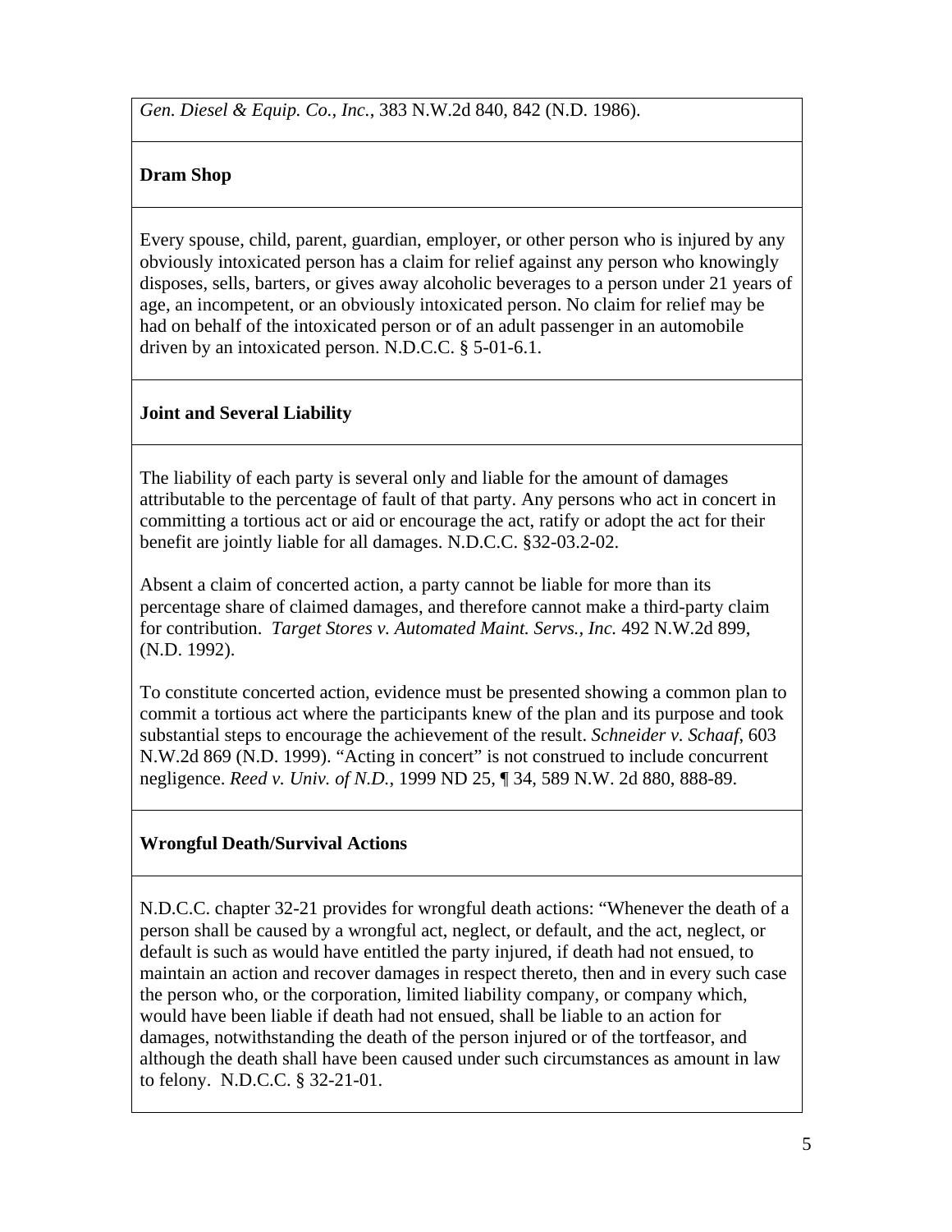*Gen. Diesel & Equip. Co., Inc.*, 383 N.W.2d 840, 842 (N.D. 1986).

**Dram Shop**

Every spouse, child, parent, guardian, employer, or other person who is injured by any obviously intoxicated person has a claim for relief against any person who knowingly disposes, sells, barters, or gives away alcoholic beverages to a person under 21 years of age, an incompetent, or an obviously intoxicated person. No claim for relief may be had on behalf of the intoxicated person or of an adult passenger in an automobile driven by an intoxicated person. N.D.C.C. § 5-01-6.1.

**Joint and Several Liability**

The liability of each party is several only and liable for the amount of damages attributable to the percentage of fault of that party. Any persons who act in concert in committing a tortious act or aid or encourage the act, ratify or adopt the act for their benefit are jointly liable for all damages. N.D.C.C. §32-03.2-02.

Absent a claim of concerted action, a party cannot be liable for more than its percentage share of claimed damages, and therefore cannot make a third-party claim for contribution. *Target Stores v. Automated Maint. Servs., Inc.* 492 N.W.2d 899, (N.D. 1992).

To constitute concerted action, evidence must be presented showing a common plan to commit a tortious act where the participants knew of the plan and its purpose and took substantial steps to encourage the achievement of the result. *Schneider v. Schaaf*, 603 N.W.2d 869 (N.D. 1999). "Acting in concert" is not construed to include concurrent negligence. *Reed v. Univ. of N.D.*, 1999 ND 25, ¶ 34, 589 N.W. 2d 880, 888-89.

**Wrongful Death/Survival Actions**

N.D.C.C. chapter 32-21 provides for wrongful death actions: "Whenever the death of a person shall be caused by a wrongful act, neglect, or default, and the act, neglect, or default is such as would have entitled the party injured, if death had not ensued, to maintain an action and recover damages in respect thereto, then and in every such case the person who, or the corporation, limited liability company, or company which, would have been liable if death had not ensued, shall be liable to an action for damages, notwithstanding the death of the person injured or of the tortfeasor, and although the death shall have been caused under such circumstances as amount in law to felony. N.D.C.C. § 32-21-01.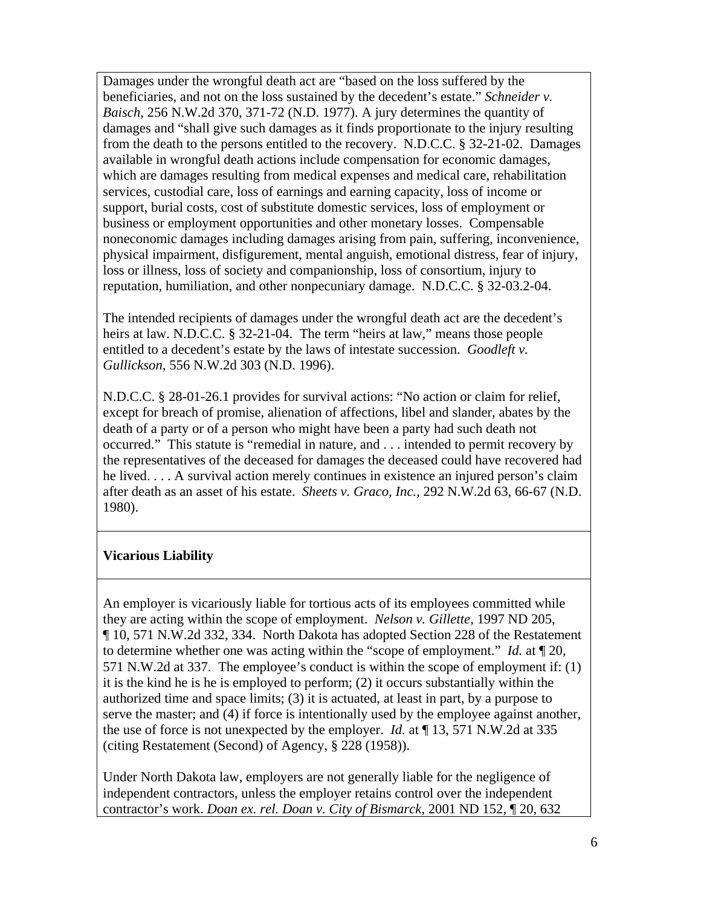Damages under the wrongful death act are "based on the loss suffered by the beneficiaries, and not on the loss sustained by the decedent's estate." *Schneider v. Baisch*, 256 N.W.2d 370, 371-72 (N.D. 1977). A jury determines the quantity of damages and "shall give such damages as it finds proportionate to the injury resulting from the death to the persons entitled to the recovery. N.D.C.C. § 32-21-02. Damages available in wrongful death actions include compensation for economic damages, which are damages resulting from medical expenses and medical care, rehabilitation services, custodial care, loss of earnings and earning capacity, loss of income or support, burial costs, cost of substitute domestic services, loss of employment or business or employment opportunities and other monetary losses. Compensable noneconomic damages including damages arising from pain, suffering, inconvenience, physical impairment, disfigurement, mental anguish, emotional distress, fear of injury, loss or illness, loss of society and companionship, loss of consortium, injury to reputation, humiliation, and other nonpecuniary damage. N.D.C.C. § 32-03.2-04.

The intended recipients of damages under the wrongful death act are the decedent's heirs at law. N.D.C.C. § 32-21-04. The term "heirs at law," means those people entitled to a decedent's estate by the laws of intestate succession. *Goodleft v. Gullickson*, 556 N.W.2d 303 (N.D. 1996).

N.D.C.C. § 28-01-26.1 provides for survival actions: "No action or claim for relief, except for breach of promise, alienation of affections, libel and slander, abates by the death of a party or of a person who might have been a party had such death not occurred." This statute is "remedial in nature, and . . . intended to permit recovery by the representatives of the deceased for damages the deceased could have recovered had he lived. . . . A survival action merely continues in existence an injured person's claim after death as an asset of his estate. *Sheets v. Graco, Inc.*, 292 N.W.2d 63, 66-67 (N.D. 1980).

**Vicarious Liability**

An employer is vicariously liable for tortious acts of its employees committed while they are acting within the scope of employment. *Nelson v. Gillette*, 1997 ND 205, ¶ 10, 571 N.W.2d 332, 334. North Dakota has adopted Section 228 of the Restatement to determine whether one was acting within the "scope of employment." *Id.* at ¶ 20, 571 N.W.2d at 337. The employee's conduct is within the scope of employment if: (1) it is the kind he is he is employed to perform; (2) it occurs substantially within the authorized time and space limits; (3) it is actuated, at least in part, by a purpose to serve the master; and (4) if force is intentionally used by the employee against another, the use of force is not unexpected by the employer. *Id.* at ¶ 13, 571 N.W.2d at 335 (citing Restatement (Second) of Agency, § 228 (1958)).

Under North Dakota law, employers are not generally liable for the negligence of independent contractors, unless the employer retains control over the independent contractor's work. *Doan ex. rel. Doan v. City of Bismarck*, 2001 ND 152, ¶ 20, 632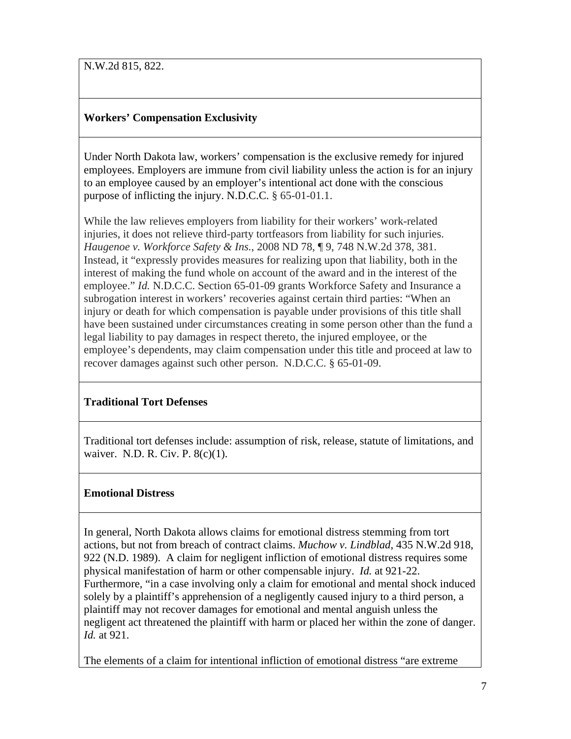N.W.2d 815, 822.

**Workers' Compensation Exclusivity**

Under North Dakota law, workers' compensation is the exclusive remedy for injured employees. Employers are immune from civil liability unless the action is for an injury to an employee caused by an employer's intentional act done with the conscious purpose of inflicting the injury. N.D.C.C. § 65-01-01.1.

While the law relieves employers from liability for their workers' work-related injuries, it does not relieve third-party tortfeasors from liability for such injuries. *Haugenoe v. Workforce Safety & Ins.*, 2008 ND 78, ¶ 9, 748 N.W.2d 378, 381. Instead, it "expressly provides measures for realizing upon that liability, both in the interest of making the fund whole on account of the award and in the interest of the employee." *Id.* N.D.C.C. Section 65-01-09 grants Workforce Safety and Insurance a subrogation interest in workers' recoveries against certain third parties: "When an injury or death for which compensation is payable under provisions of this title shall have been sustained under circumstances creating in some person other than the fund a legal liability to pay damages in respect thereto, the injured employee, or the employee's dependents, may claim compensation under this title and proceed at law to recover damages against such other person. N.D.C.C. § 65-01-09.

**Traditional Tort Defenses**

Traditional tort defenses include: assumption of risk, release, statute of limitations, and waiver. N.D. R. Civ. P. 8(c)(1).

**Emotional Distress**

In general, North Dakota allows claims for emotional distress stemming from tort actions, but not from breach of contract claims. *Muchow v. Lindblad*, 435 N.W.2d 918, 922 (N.D. 1989). A claim for negligent infliction of emotional distress requires some physical manifestation of harm or other compensable injury. *Id.* at 921-22. Furthermore, "in a case involving only a claim for emotional and mental shock induced solely by a plaintiff's apprehension of a negligently caused injury to a third person, a plaintiff may not recover damages for emotional and mental anguish unless the negligent act threatened the plaintiff with harm or placed her within the zone of danger. *Id.* at 921.

The elements of a claim for intentional infliction of emotional distress "are extreme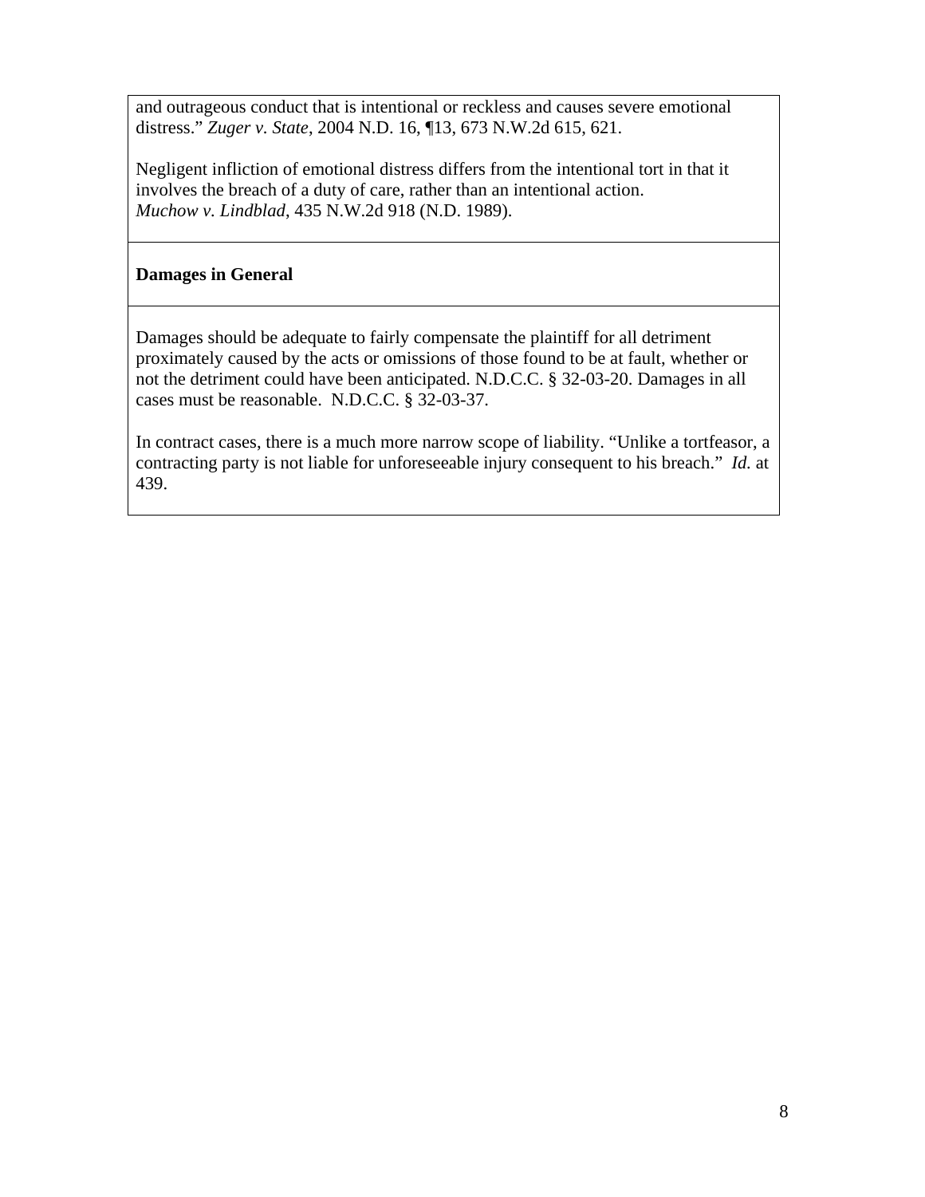and outrageous conduct that is intentional or reckless and causes severe emotional distress." *Zuger v. State*, 2004 N.D. 16, ¶13, 673 N.W.2d 615, 621.

Negligent infliction of emotional distress differs from the intentional tort in that it involves the breach of a duty of care, rather than an intentional action. *Muchow v. Lindblad*, 435 N.W.2d 918 (N.D. 1989).

**Damages in General**

Damages should be adequate to fairly compensate the plaintiff for all detriment proximately caused by the acts or omissions of those found to be at fault, whether or not the detriment could have been anticipated. N.D.C.C. § 32-03-20. Damages in all cases must be reasonable. N.D.C.C. § 32-03-37.

In contract cases, there is a much more narrow scope of liability. "Unlike a tortfeasor, a contracting party is not liable for unforeseeable injury consequent to his breach." *Id.* at 439.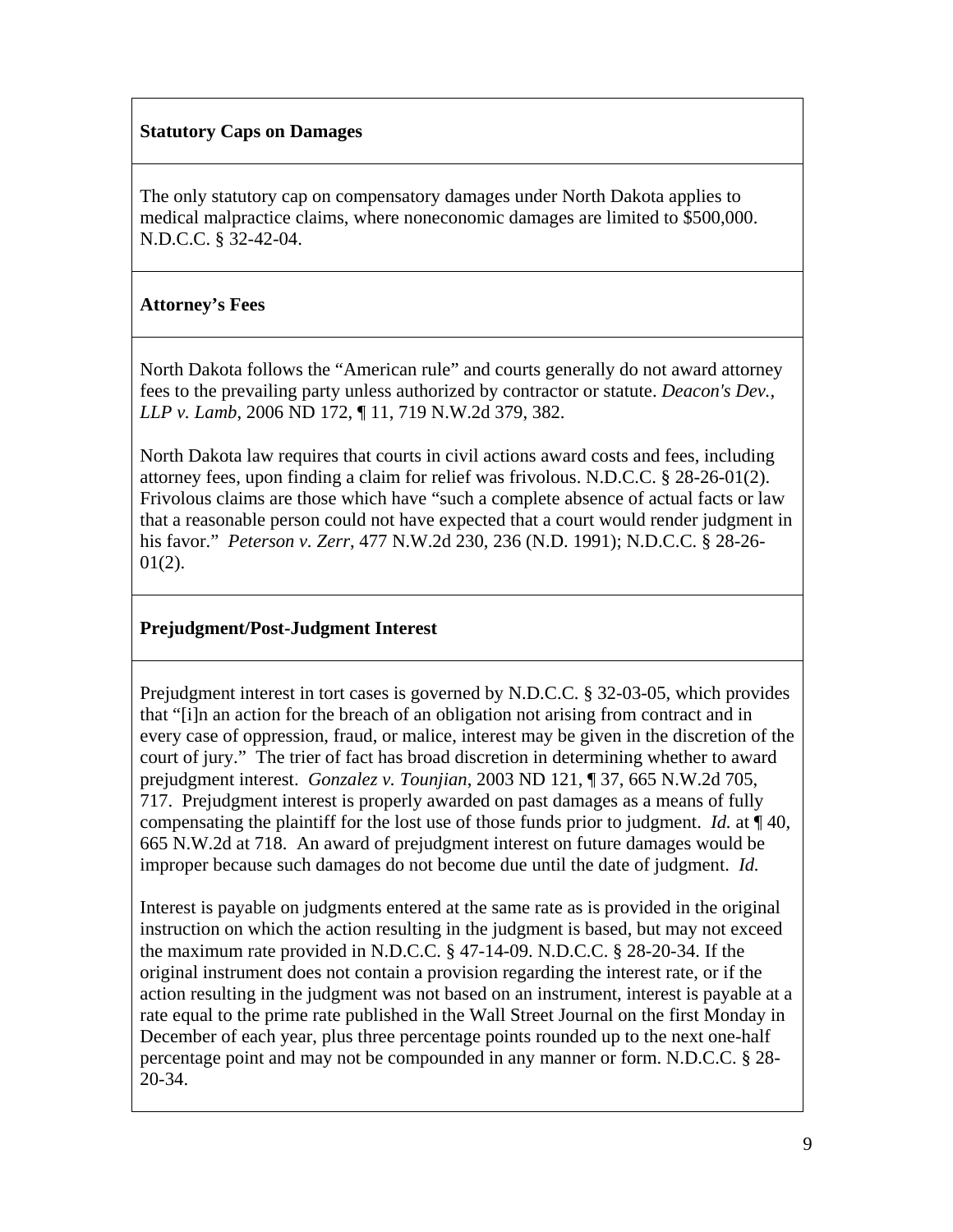**Statistical Caps on Damages**

The only statutory cap on compensatory damages under North Dakota applies to medical malpractice claims, where noneconomic damages are limited to $500,000. N.D.C.C. § 32-42-04.

**Attorney's Fees**

North Dakota follows the "American rule" and courts generally do not award attorney fees to the prevailing party unless authorized by contractor or statute. *Deacon's Dev., LLP v. Lamb*, 2006 ND 172, ¶ 11, 719 N.W.2d 379, 382.

North Dakota law requires that courts in civil actions award costs and fees, including attorney fees, upon finding a claim for relief was frivolous. N.D.C.C. § 28-26-01(2). Frivolous claims are those which have "such a complete absence of actual facts or law that a reasonable person could not have expected that a court would render judgment in his favor." *Peterson v. Zerr*, 477 N.W.2d 230, 236 (N.D. 1991); N.D.C.C. § 28-26-01(2).

**Prejudgment/Post-Judgment Interest**

Prejudgment interest in tort cases is governed by N.D.C.C. § 32-03-05, which provides that "[i]n an action for the breach of an obligation not arising from contract and in every case of oppression, fraud, or malice, interest may be given in the discretion of the court of jury." The trier of fact has broad discretion in determining whether to award prejudgment interest. *Gonzalez v. Tounjian*, 2003 ND 121, ¶ 37, 665 N.W.2d 705, 717. Prejudgment interest is properly awarded on past damages as a means of fully compensating the plaintiff for the lost use of those funds prior to judgment. *Id.* at ¶ 40, 665 N.W.2d at 718. An award of prejudgment interest on future damages would be improper because such damages do not become due until the date of judgment. *Id.*

Interest is payable on judgments entered at the same rate as is provided in the original instruction on which the action resulting in the judgment is based, but may not exceed the maximum rate provided in N.D.C.C. § 47-14-09. N.D.C.C. § 28-20-34. If the original instrument does not contain a provision regarding the interest rate, or if the action resulting in the judgment was not based on an instrument, interest is payable at a rate equal to the prime rate published in the Wall Street Journal on the first Monday in December of each year, plus three percentage points rounded up to the next one-half percentage point and may not be compounded in any manner or form. N.D.C.C. § 28-20-34.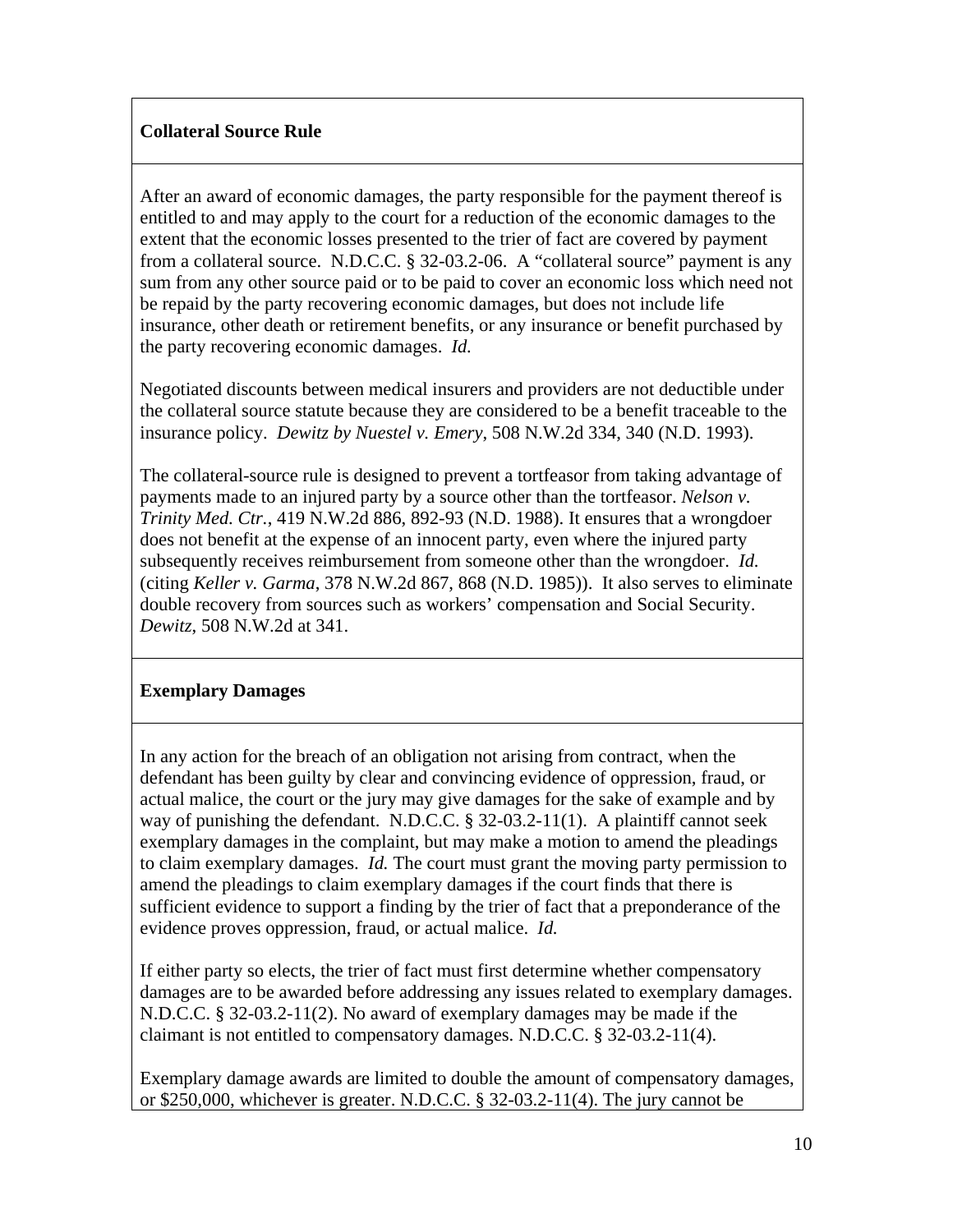**Collateral Source Rule**

After an award of economic damages, the party responsible for the payment thereof is entitled to and may apply to the court for a reduction of the economic damages to the extent that the economic losses presented to the trier of fact are covered by payment from a collateral source. N.D.C.C. § 32-03.2-06. A "collateral source" payment is any sum from any other source paid or to be paid to cover an economic loss which need not be repaid by the party recovering economic damages, but does not include life insurance, other death or retirement benefits, or any insurance or benefit purchased by the party recovering economic damages. *Id.*

Negotiated discounts between medical insurers and providers are not deductible under the collateral source statute because they are considered to be a benefit traceable to the insurance policy. *Dewitz by Nuestel v. Emery*, 508 N.W.2d 334, 340 (N.D. 1993).

The collateral-source rule is designed to prevent a tortfeasor from taking advantage of payments made to an injured party by a source other than the tortfeasor. *Nelson v. Trinity Med. Ctr.*, 419 N.W.2d 886, 892-93 (N.D. 1988). It ensures that a wrongdoer does not benefit at the expense of an innocent party, even where the injured party subsequently receives reimbursement from someone other than the wrongdoer. *Id.* (citing *Keller v. Garma*, 378 N.W.2d 867, 868 (N.D. 1985)). It also serves to eliminate double recovery from sources such as workers' compensation and Social Security. *Dewitz*, 508 N.W.2d at 341.

**Exemplary Damages**

In any action for the breach of an obligation not arising from contract, when the defendant has been guilty by clear and convincing evidence of oppression, fraud, or actual malice, the court or the jury may give damages for the sake of example and by way of punishing the defendant. N.D.C.C. § 32-03.2-11(1). A plaintiff cannot seek exemplary damages in the complaint, but may make a motion to amend the pleadings to claim exemplary damages. *Id.* The court must grant the moving party permission to amend the pleadings to claim exemplary damages if the court finds that there is sufficient evidence to support a finding by the trier of fact that a preponderance of the evidence proves oppression, fraud, or actual malice. *Id.*

If either party so elects, the trier of fact must first determine whether compensatory damages are to be awarded before addressing any issues related to exemplary damages. N.D.C.C. § 32-03.2-11(2). No award of exemplary damages may be made if the claimant is not entitled to compensatory damages. N.D.C.C. § 32-03.2-11(4).

Exemplary damage awards are limited to double the amount of compensatory damages, or $250,000, whichever is greater. N.D.C.C. § 32-03.2-11(4). The jury cannot be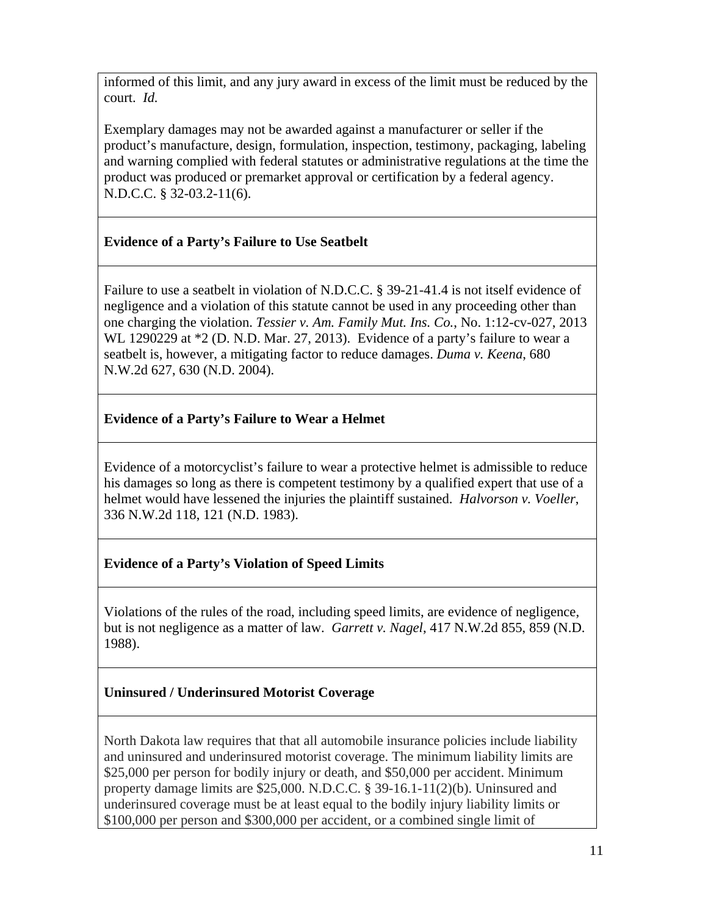informed of this limit, and any jury award in excess of the limit must be reduced by the court. *Id.*

Exemplary damages may not be awarded against a manufacturer or seller if the product's manufacture, design, formulation, inspection, testimony, packaging, labeling and warning complied with federal statutes or administrative regulations at the time the product was produced or premarket approval or certification by a federal agency. N.D.C.C. § 32-03.2-11(6).

**Evidence of a Party's Failure to Use Seatbelt**

Failure to use a seatbelt in violation of N.D.C.C. § 39-21-41.4 is not itself evidence of negligence and a violation of this statute cannot be used in any proceeding other than one charging the violation. *Tessier v. Am. Family Mut. Ins. Co.*, No. 1:12-cv-027, 2013 WL 1290229 at *2 (D. N.D. Mar. 27, 2013). Evidence of a party's failure to wear a seatbelt is, however, a mitigating factor to reduce damages. *Duma v. Keena*, 680 N.W.2d 627, 630 (N.D. 2004).

**Evidence of a Party's Failure to Wear a Helmet**

Evidence of a motorcyclist's failure to wear a protective helmet is admissible to reduce his damages so long as there is competent testimony by a qualified expert that use of a helmet would have lessened the injuries the plaintiff sustained. *Halvorson v. Voeller*, 336 N.W.2d 118, 121 (N.D. 1983).

**Evidence of a Party's Violation of Speed Limits**

Violations of the rules of the road, including speed limits, are evidence of negligence, but is not negligence as a matter of law. *Garrett v. Nagel*, 417 N.W.2d 855, 859 (N.D. 1988).

**Uninsured / Underinsured Motorist Coverage**

North Dakota law requires that that all automobile insurance policies include liability and uninsured and underinsured motorist coverage. The minimum liability limits are $25,000 per person for bodily injury or death, and $50,000 per accident. Minimum property damage limits are $25,000. N.D.C.C. § 39-16.1-11(2)(b). Uninsured and underinsured coverage must be at least equal to the bodily injury liability limits or $100,000 per person and $300,000 per accident, or a combined single limit of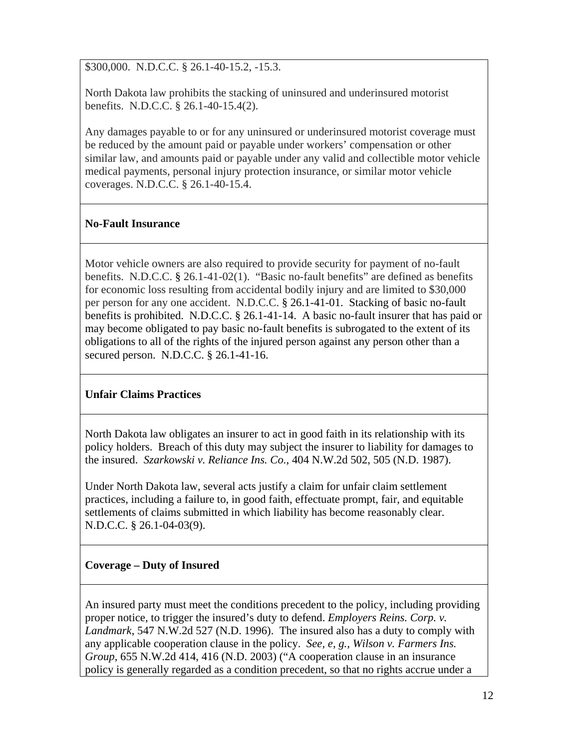$300,000. N.D.C.C. § 26.1-40-15.2, -15.3.

North Dakota law prohibits the stacking of uninsured and underinsured motorist benefits. N.D.C.C. § 26.1-40-15.4(2).

Any damages payable to or for any uninsured or underinsured motorist coverage must be reduced by the amount paid or payable under workers' compensation or other similar law, and amounts paid or payable under any valid and collectible motor vehicle medical payments, personal injury protection insurance, or similar motor vehicle coverages. N.D.C.C. § 26.1-40-15.4.

**No-Fault Insurance**

Motor vehicle owners are also required to provide security for payment of no-fault benefits. N.D.C.C. § 26.1-41-02(1). "Basic no-fault benefits" are defined as benefits for economic loss resulting from accidental bodily injury and are limited to $30,000 per person for any one accident. N.D.C.C. § 26.1-41-01. Stacking of basic no-fault benefits is prohibited. N.D.C.C. § 26.1-41-14. A basic no-fault insurer that has paid or may become obligated to pay basic no-fault benefits is subrogated to the extent of its obligations to all of the rights of the injured person against any person other than a secured person. N.D.C.C. § 26.1-41-16.

**Unfair Claims Practices**

North Dakota law obligates an insurer to act in good faith in its relationship with its policy holders. Breach of this duty may subject the insurer to liability for damages to the insured. *Szarkowski v. Reliance Ins. Co.*, 404 N.W.2d 502, 505 (N.D. 1987).

Under North Dakota law, several acts justify a claim for unfair claim settlement practices, including a failure to, in good faith, effectuate prompt, fair, and equitable settlements of claims submitted in which liability has become reasonably clear. N.D.C.C. § 26.1-04-03(9).

**Coverage – Duty of Insured**

An insured party must meet the conditions precedent to the policy, including providing proper notice, to trigger the insured's duty to defend. *Employers Reins. Corp. v. Landmark*, 547 N.W.2d 527 (N.D. 1996). The insured also has a duty to comply with any applicable cooperation clause in the policy. *See, e, g.*, *Wilson v. Farmers Ins. Group*, 655 N.W.2d 414, 416 (N.D. 2003) ("A cooperation clause in an insurance policy is generally regarded as a condition precedent, so that no rights accrue under a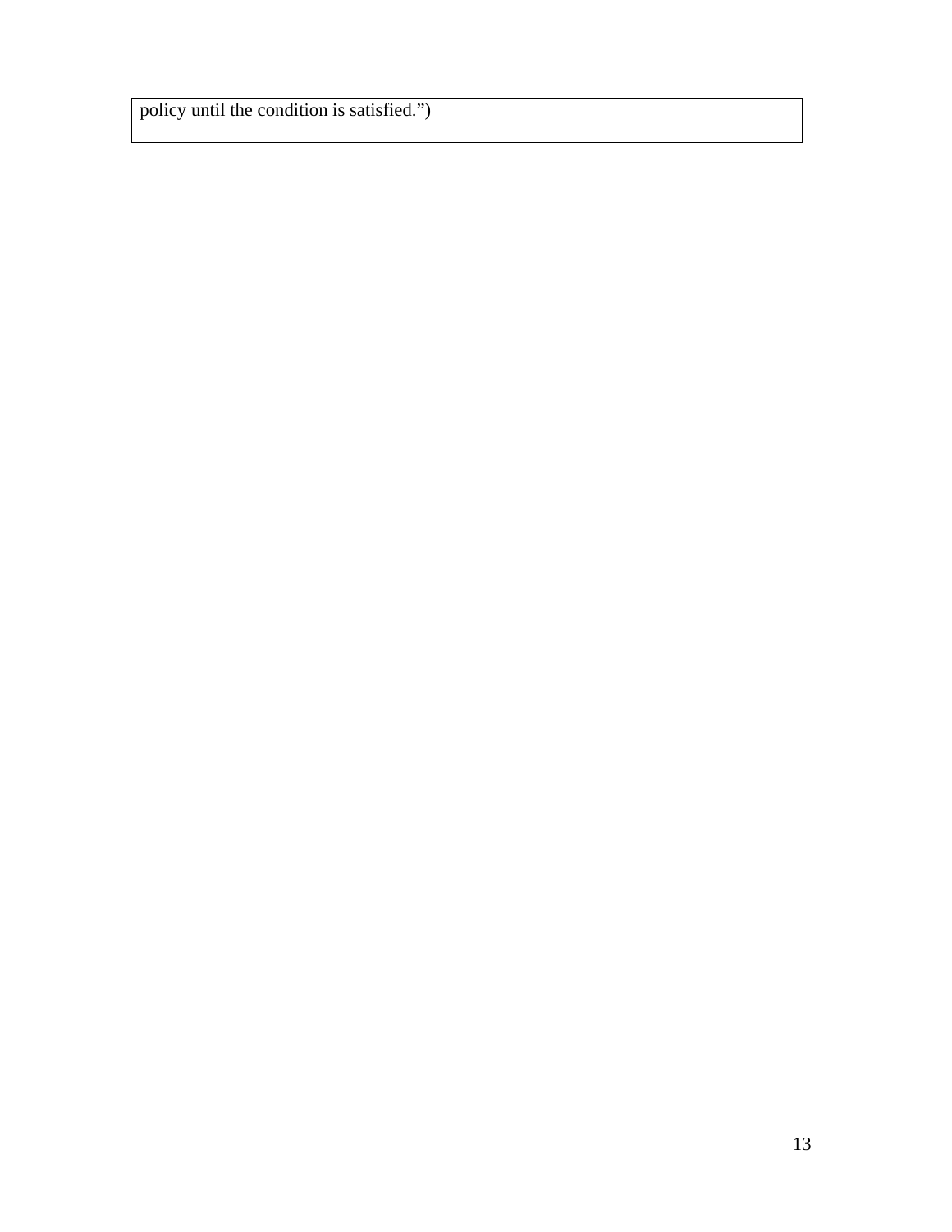| |
|---|
| policy until the condition is satisfied.”) |